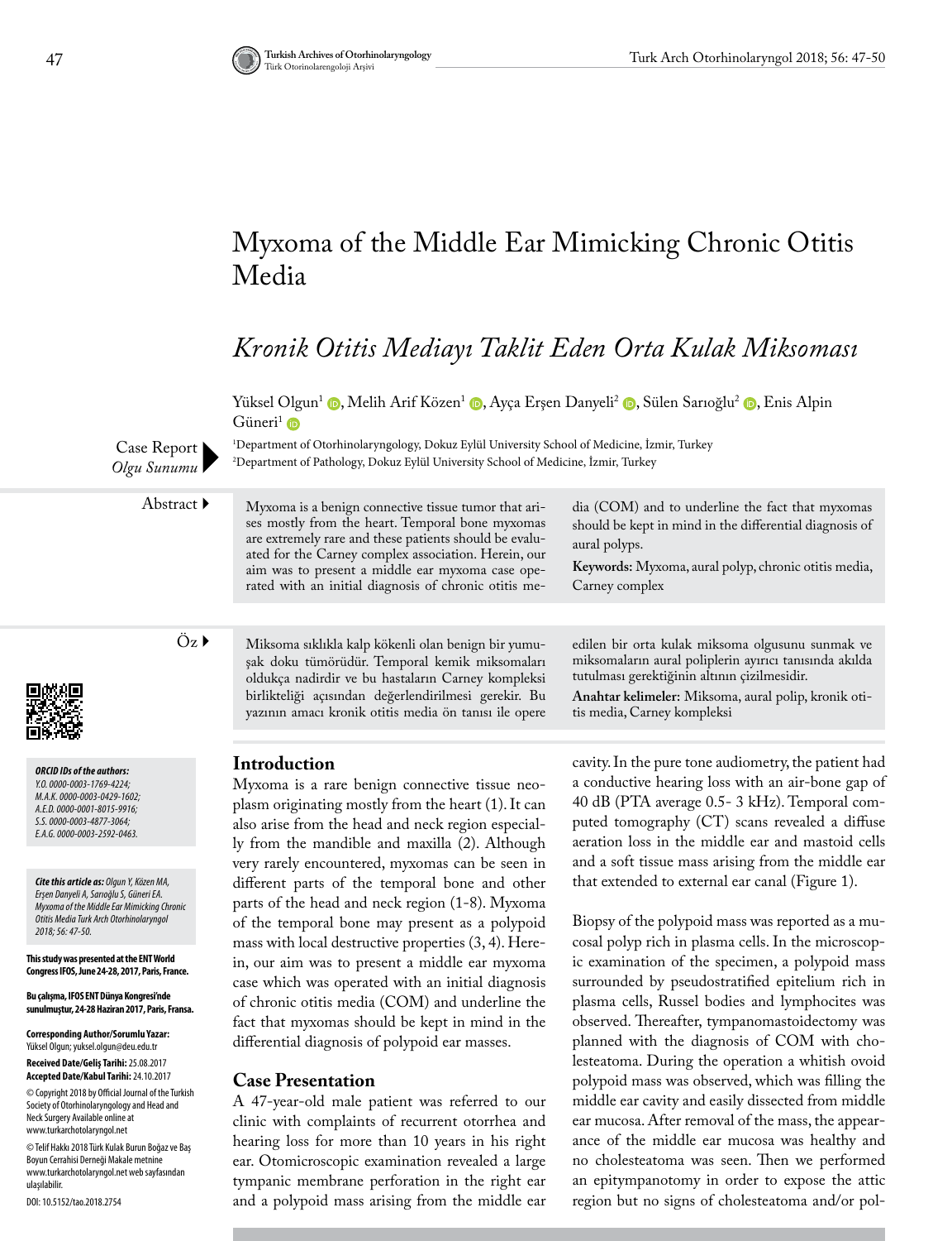# Myxoma of the Middle Ear Mimicking Chronic Otitis Media

## *Kronik Otitis Mediayı Taklit Eden Orta Kulak Miksoması*

Yüksel Olgun[1], Melih Arif Közen[1], Ayça Erşen Danyeli[2], Sülen Sarıoğlu[2], Enis Alpin Güneri[1]

[1]Department of Otorhinolaryngology, Dokuz Eylül University School of Medicine, İzmir, Turkey
[2]Department of Pathology, Dokuz Eylül University School of Medicine, İzmir, Turkey

Case Report
*Olgu Sunumu*

**Abstract**

Myxoma is a benign connective tissue tumor that arises mostly from the heart. Temporal bone myxomas are extremely rare and these patients should be evaluated for the Carney complex association. Herein, our aim was to present a middle ear myxoma case operated with an initial diagnosis of chronic otitis media (COM) and to underline the fact that myxomas should be kept in mind in the differential diagnosis of aural polyps.

**Keywords:** Myxoma, aural polyp, chronic otitis media, Carney complex

**Öz**

Miksoma sıklıkla kalp kökenli olan benign bir yumuşak doku tümörüdür. Temporal kemik miksomaları oldukça nadirdir ve bu hastaların Carney kompleksi birlikteliği açısından değerlendirilmesi gerekir. Bu yazının amacı kronik otitis media ön tanısı ile opere edilen bir orta kulak miksoma olgusunu sunmak ve miksomaların aural poliplerin ayırıcı tanısında akılda tutulması gerektiğinin altının çizilmesidir.

**Anahtar kelimeler:** Miksoma, aural polip, kronik otitis media, Carney kompleksi

*ORCID IDs of the authors:*
*Y.O. 0000-0003-1769-4224;*
*M.A.K. 0000-0003-0429-1602;*
*A.E.D. 0000-0001-8015-9916;*
*S.S. 0000-0003-4877-3064;*
*E.A.G. 0000-0003-2592-0463.*

***Cite this article as:*** *Olgun Y, Közen MA, Erşen Danyeli A, Sarıoğlu S, Güneri EA. Myxoma of the Middle Ear Mimicking Chronic Otitis Media Turk Arch Otorhinolaryngol 2018; 56: 47-50.*

**This study was presented at the ENT World Congress IFOS, June 24-28, 2017, Paris, France.**

**Bu çalışma, IFOS ENT Dünya Kongresi'nde sunulmuştur, 24-28 Haziran 2017, Paris, Fransa.**

**Corresponding Author/Sorumlu Yazar:**
Yüksel Olgun; yuksel.olgun@deu.edu.tr

**Received Date/Geliş Tarihi:** 25.08.2017
**Accepted Date/Kabul Tarihi:** 24.10.2017

© Copyright 2018 by Official Journal of the Turkish Society of Otorhinolaryngology and Head and Neck Surgery Available online at www.turkarchotolaryngol.net

© Telif Hakkı 2018 Türk Kulak Burun Boğaz ve Baş Boyun Cerrahisi Derneği Makale metnine www.turkarchotolaryngol.net web sayfasından ulaşılabilir.

DOI: 10.5152/tao.2018.2754

## Introduction

Myxoma is a rare benign connective tissue neoplasm originating mostly from the heart (1). It can also arise from the head and neck region especially from the mandible and maxilla (2). Although very rarely encountered, myxomas can be seen in different parts of the temporal bone and other parts of the head and neck region (1-8). Myxoma of the temporal bone may present as a polypoid mass with local destructive properties (3, 4). Herein, our aim was to present a middle ear myxoma case which was operated with an initial diagnosis of chronic otitis media (COM) and underline the fact that myxomas should be kept in mind in the differential diagnosis of polypoid ear masses.

## Case Presentation

A 47-year-old male patient was referred to our clinic with complaints of recurrent otorrhea and hearing loss for more than 10 years in his right ear. Otomicroscopic examination revealed a large tympanic membrane perforation in the right ear and a polypoid mass arising from the middle ear cavity. In the pure tone audiometry, the patient had a conductive hearing loss with an air-bone gap of 40 dB (PTA average 0.5- 3 kHz). Temporal computed tomography (CT) scans revealed a diffuse aeration loss in the middle ear and mastoid cells and a soft tissue mass arising from the middle ear that extended to external ear canal (Figure 1).

Biopsy of the polypoid mass was reported as a mucosal polyp rich in plasma cells. In the microscopic examination of the specimen, a polypoid mass surrounded by pseudostratified epitelium rich in plasma cells, Russel bodies and lymphocites was observed. Thereafter, tympanomastoidectomy was planned with the diagnosis of COM with cholesteatoma. During the operation a whitish ovoid polypoid mass was observed, which was filling the middle ear cavity and easily dissected from middle ear mucosa. After removal of the mass, the appearance of the middle ear mucosa was healthy and no cholesteatoma was seen. Then we performed an epitympanotomy in order to expose the attic region but no signs of cholesteatoma and/or pol-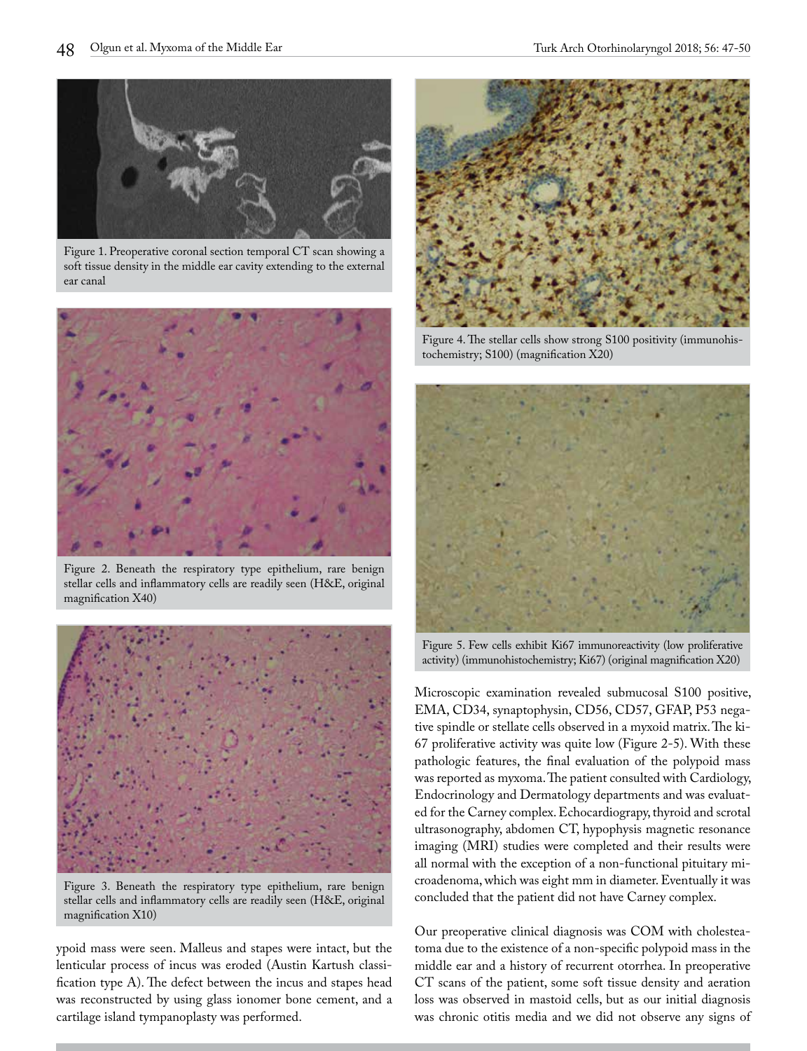Figure 1. Preoperative coronal section temporal CT scan showing a soft tissue density in the middle ear cavity extending to the external ear canal

Figure 2. Beneath the respiratory type epithelium, rare benign stellar cells and inflammatory cells are readily seen (H&E, original magnification X40)

Figure 3. Beneath the respiratory type epithelium, rare benign stellar cells and inflammatory cells are readily seen (H&E, original magnification X10)

ypoid mass were seen. Malleus and stapes were intact, but the lenticular process of incus was eroded (Austin Kartush classification type A). The defect between the incus and stapes head was reconstructed by using glass ionomer bone cement, and a cartilage island tympanoplasty was performed.

Figure 4. The stellar cells show strong S100 positivity (immunohistochemistry; S100) (magnification X20)

Figure 5. Few cells exhibit Ki67 immunoreactivity (low proliferative activity) (immunohistochemistry; Ki67) (original magnification X20)

Microscopic examination revealed submucosal S100 positive, EMA, CD34, synaptophysin, CD56, CD57, GFAP, P53 negative spindle or stellate cells observed in a myxoid matrix. The ki-67 proliferative activity was quite low (Figure 2-5). With these pathologic features, the final evaluation of the polypoid mass was reported as myxoma. The patient consulted with Cardiology, Endocrinology and Dermatology departments and was evaluated for the Carney complex. Echocardiograpy, thyroid and scrotal ultrasonography, abdomen CT, hypophysis magnetic resonance imaging (MRI) studies were completed and their results were all normal with the exception of a non-functional pituitary microadenoma, which was eight mm in diameter. Eventually it was concluded that the patient did not have Carney complex.

Our preoperative clinical diagnosis was COM with cholesteatoma due to the existence of a non-specific polypoid mass in the middle ear and a history of recurrent otorrhea. In preoperative CT scans of the patient, some soft tissue density and aeration loss was observed in mastoid cells, but as our initial diagnosis was chronic otitis media and we did not observe any signs of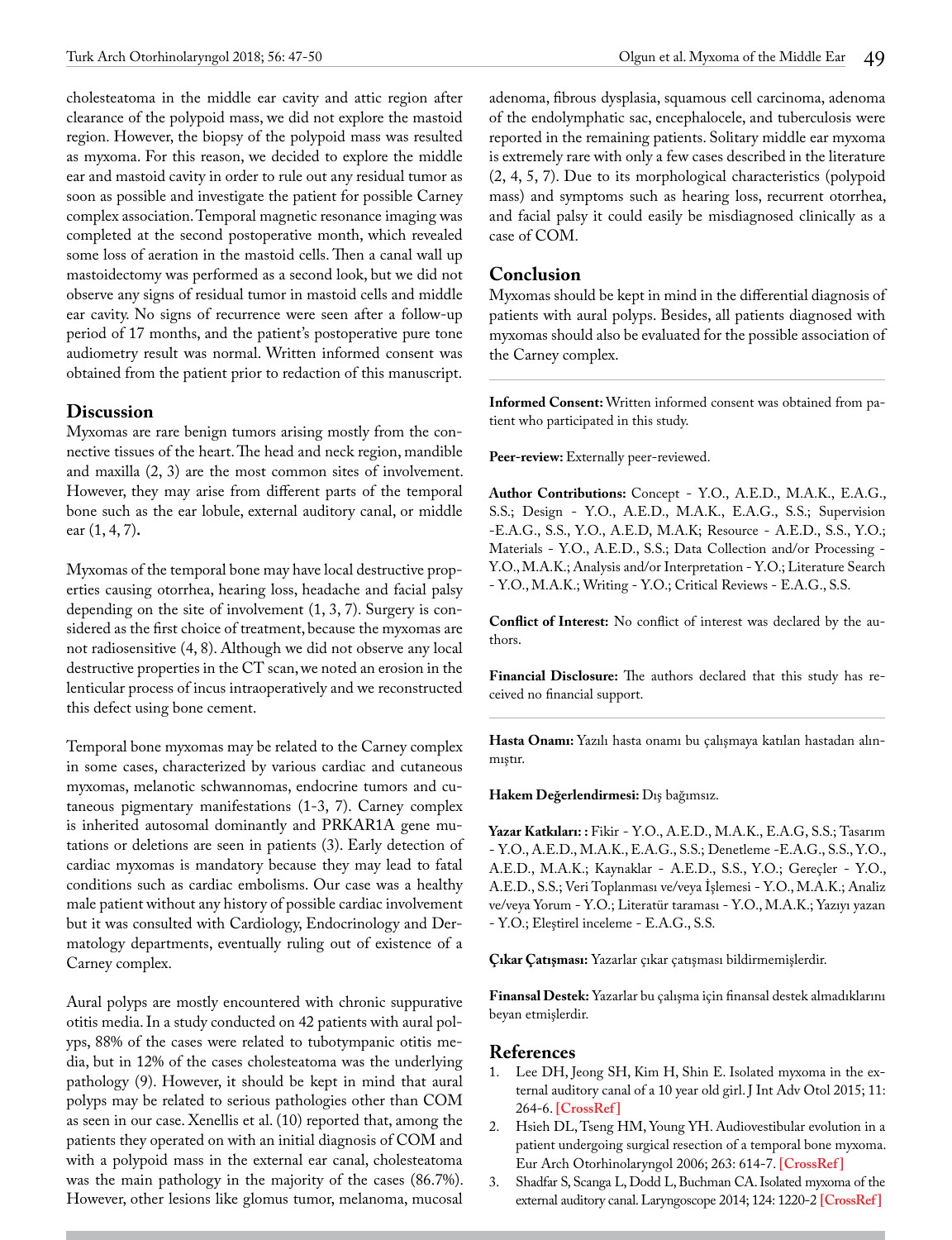cholesteatoma in the middle ear cavity and attic region after clearance of the polypoid mass, we did not explore the mastoid region. However, the biopsy of the polypoid mass was resulted as myxoma. For this reason, we decided to explore the middle ear and mastoid cavity in order to rule out any residual tumor as soon as possible and investigate the patient for possible Carney complex association. Temporal magnetic resonance imaging was completed at the second postoperative month, which revealed some loss of aeration in the mastoid cells. Then a canal wall up mastoidectomy was performed as a second look, but we did not observe any signs of residual tumor in mastoid cells and middle ear cavity. No signs of recurrence were seen after a follow-up period of 17 months, and the patient's postoperative pure tone audiometry result was normal. Written informed consent was obtained from the patient prior to redaction of this manuscript.

## Discussion

Myxomas are rare benign tumors arising mostly from the connective tissues of the heart. The head and neck region, mandible and maxilla (2, 3) are the most common sites of involvement. However, they may arise from different parts of the temporal bone such as the ear lobule, external auditory canal, or middle ear (1, 4, 7).

Myxomas of the temporal bone may have local destructive properties causing otorrhea, hearing loss, headache and facial palsy depending on the site of involvement (1, 3, 7). Surgery is considered as the first choice of treatment, because the myxomas are not radiosensitive (4, 8). Although we did not observe any local destructive properties in the CT scan, we noted an erosion in the lenticular process of incus intraoperatively and we reconstructed this defect using bone cement.

Temporal bone myxomas may be related to the Carney complex in some cases, characterized by various cardiac and cutaneous myxomas, melanotic schwannomas, endocrine tumors and cutaneous pigmentary manifestations (1-3, 7). Carney complex is inherited autosomal dominantly and PRKAR1A gene mutations or deletions are seen in patients (3). Early detection of cardiac myxomas is mandatory because they may lead to fatal conditions such as cardiac embolisms. Our case was a healthy male patient without any history of possible cardiac involvement but it was consulted with Cardiology, Endocrinology and Dermatology departments, eventually ruling out of existence of a Carney complex.

Aural polyps are mostly encountered with chronic suppurative otitis media. In a study conducted on 42 patients with aural polyps, 88% of the cases were related to tubotympanic otitis media, but in 12% of the cases cholesteatoma was the underlying pathology (9). However, it should be kept in mind that aural polyps may be related to serious pathologies other than COM as seen in our case. Xenellis et al. (10) reported that, among the patients they operated on with an initial diagnosis of COM and with a polypoid mass in the external ear canal, cholesteatoma was the main pathology in the majority of the cases (86.7%). However, other lesions like glomus tumor, melanoma, mucosal adenoma, fibrous dysplasia, squamous cell carcinoma, adenoma of the endolymphatic sac, encephalocele, and tuberculosis were reported in the remaining patients. Solitary middle ear myxoma is extremely rare with only a few cases described in the literature (2, 4, 5, 7). Due to its morphological characteristics (polypoid mass) and symptoms such as hearing loss, recurrent otorrhea, and facial palsy it could easily be misdiagnosed clinically as a case of COM.

## Conclusion

Myxomas should be kept in mind in the differential diagnosis of patients with aural polyps. Besides, all patients diagnosed with myxomas should also be evaluated for the possible association of the Carney complex.

**Informed Consent:** Written informed consent was obtained from patient who participated in this study.

**Peer-review:** Externally peer-reviewed.

**Author Contributions:** Concept - Y.O., A.E.D., M.A.K., E.A.G., S.S.; Design - Y.O., A.E.D., M.A.K., E.A.G., S.S.; Supervision -E.A.G., S.S., Y.O., A.E.D, M.A.K.; Resource - A.E.D., S.S., Y.O.; Materials - Y.O., A.E.D., S.S.; Data Collection and/or Processing - Y.O., M.A.K.; Analysis and/or Interpretation - Y.O.; Literature Search - Y.O., M.A.K.; Writing - Y.O.; Critical Reviews - E.A.G., S.S.

**Conflict of Interest:** No conflict of interest was declared by the authors.

**Financial Disclosure:** The authors declared that this study has received no financial support.

**Hasta Onamı:** Yazılı hasta onamı bu çalışmaya katılan hastadan alınmıştır.

**Hakem Değerlendirmesi:** Dış bağımsız.

**Yazar Katkıları: :** Fikir - Y.O., A.E.D., M.A.K., E.A.G, S.S.; Tasarım - Y.O., A.E.D., M.A.K., E.A.G., S.S.; Denetleme -E.A.G., S.S., Y.O., A.E.D., M.A.K.; Kaynaklar - A.E.D., S.S., Y.O.; Gereçler - Y.O., A.E.D., S.S.; Veri Toplanması ve/veya İşlemesi - Y.O., M.A.K.; Analiz ve/veya Yorum - Y.O.; Literatür taraması - Y.O., M.A.K.; Yazıyı yazan - Y.O.; Eleştirel inceleme - E.A.G., S.S.

**Çıkar Çatışması:** Yazarlar çıkar çatışması bildirmemişlerdir.

**Finansal Destek:** Yazarlar bu çalışma için finansal destek almadıklarını beyan etmişlerdir.

## References

1. Lee DH, Jeong SH, Kim H, Shin E. Isolated myxoma in the external auditory canal of a 10 year old girl. J Int Adv Otol 2015; 11: 264-6. **[CrossRef]**
2. Hsieh DL, Tseng HM, Young YH. Audiovestibular evolution in a patient undergoing surgical resection of a temporal bone myxoma. Eur Arch Otorhinolaryngol 2006; 263: 614-7. **[CrossRef]**
3. Shadfar S, Scanga L, Dodd L, Buchman CA. Isolated myxoma of the external auditory canal. Laryngoscope 2014; 124: 1220-2 **[CrossRef]**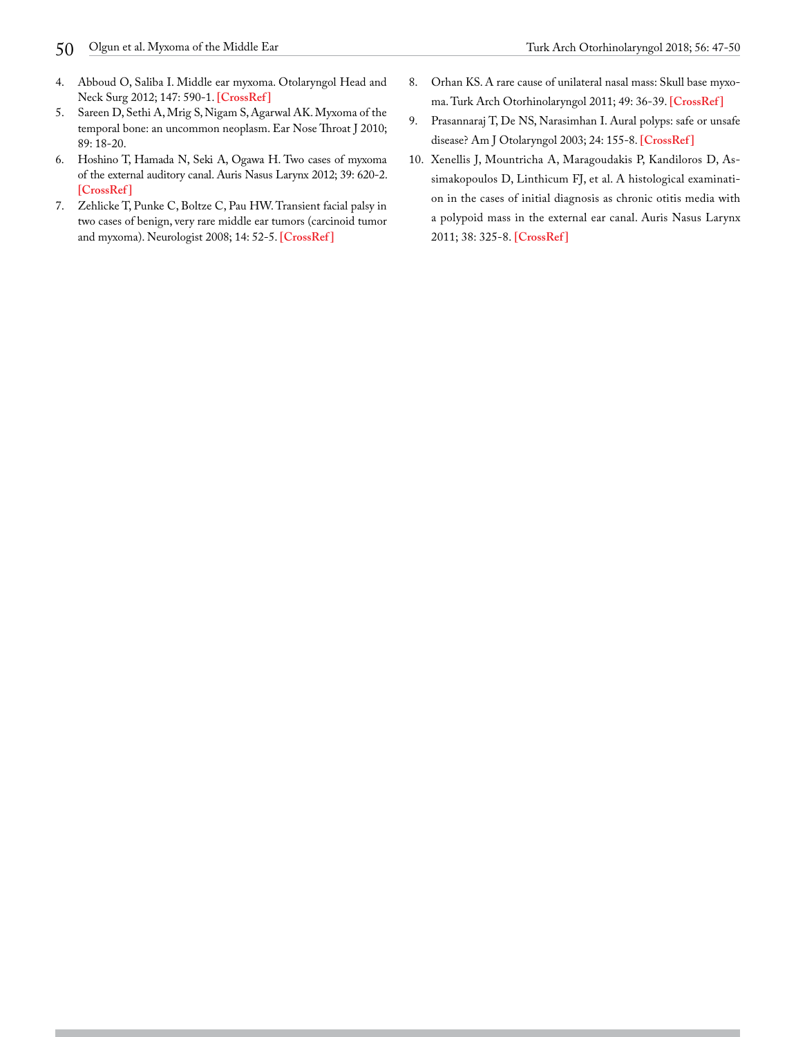4. Abboud O, Saliba I. Middle ear myxoma. Otolaryngol Head and Neck Surg 2012; 147: 590-1. [CrossRef]
5. Sareen D, Sethi A, Mrig S, Nigam S, Agarwal AK. Myxoma of the temporal bone: an uncommon neoplasm. Ear Nose Throat J 2010; 89: 18-20.
6. Hoshino T, Hamada N, Seki A, Ogawa H. Two cases of myxoma of the external auditory canal. Auris Nasus Larynx 2012; 39: 620-2. [CrossRef]
7. Zehlicke T, Punke C, Boltze C, Pau HW. Transient facial palsy in two cases of benign, very rare middle ear tumors (carcinoid tumor and myxoma). Neurologist 2008; 14: 52-5. [CrossRef]
8. Orhan KS. A rare cause of unilateral nasal mass: Skull base myxoma. Turk Arch Otorhinolaryngol 2011; 49: 36-39. [CrossRef]
9. Prasannaraj T, De NS, Narasimhan I. Aural polyps: safe or unsafe disease? Am J Otolaryngol 2003; 24: 155-8. [CrossRef]
10. Xenellis J, Mountricha A, Maragoudakis P, Kandiloros D, Assimakopoulos D, Linthicum FJ, et al. A histological examination in the cases of initial diagnosis as chronic otitis media with a polypoid mass in the external ear canal. Auris Nasus Larynx 2011; 38: 325-8. [CrossRef]